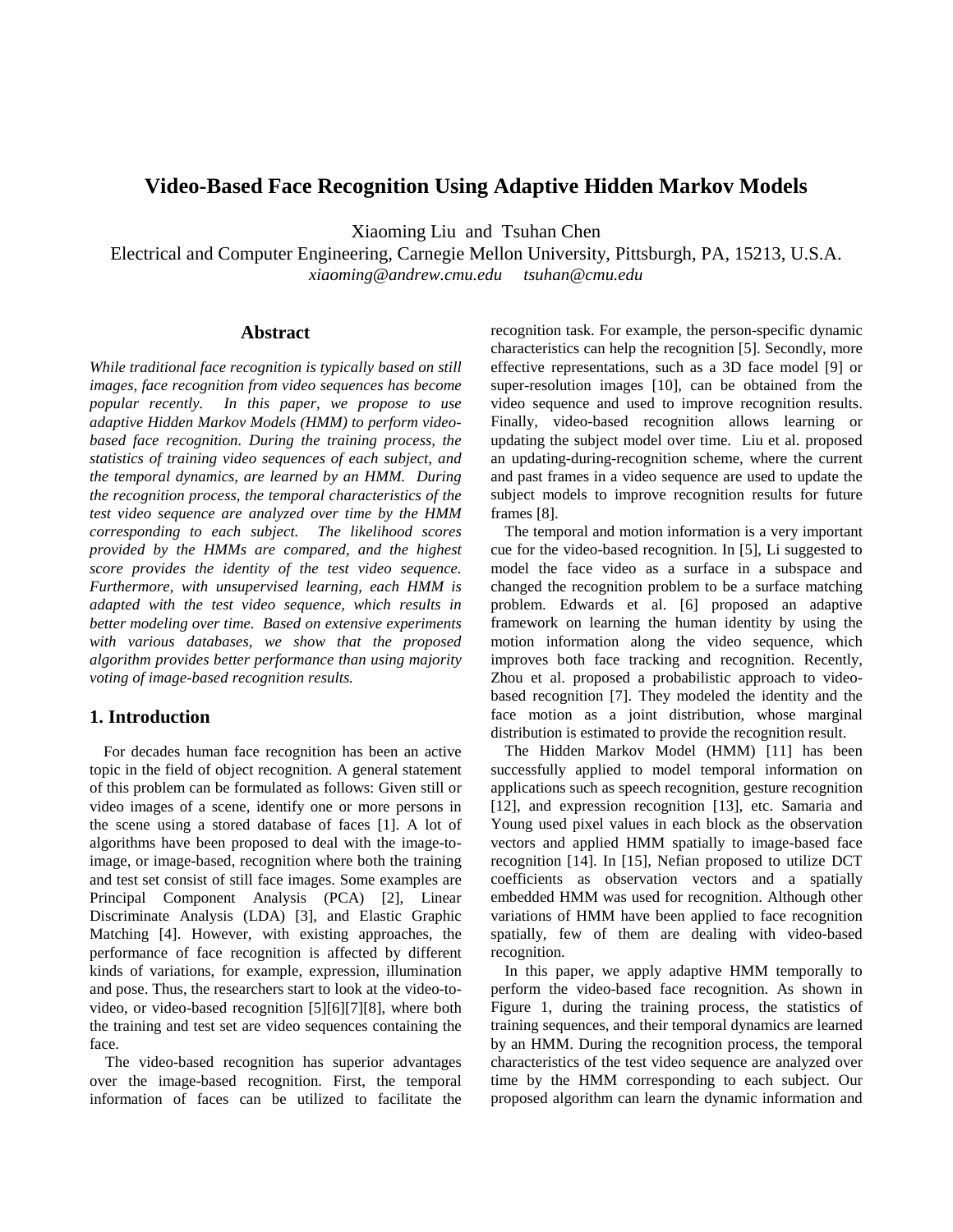# Video-Based Face Recognition Using Adaptive Hidden Markov Models

Xiaoming Liu and Tsuhan Chen

Electrical and Computer Engineering, Carnegie Mellon University, Pittsburgh, PA, 15213, U.S.A.

*xiaoming@andrew.cmu.edu tsuhan@cmu.edu*

## Abstract

*While traditional face recognition is typically based on still images, face recognition from video sequences has become popular recently. In this paper, we propose to use adaptive Hidden Markov Models (HMM) to perform video-based face recognition. During the training process, the statistics of training video sequences of each subject, and the temporal dynamics, are learned by an HMM. During the recognition process, the temporal characteristics of the test video sequence are analyzed over time by the HMM corresponding to each subject. The likelihood scores provided by the HMMs are compared, and the highest score provides the identity of the test video sequence. Furthermore, with unsupervised learning, each HMM is adapted with the test video sequence, which results in better modeling over time. Based on extensive experiments with various databases, we show that the proposed algorithm provides better performance than using majority voting of image-based recognition results.*

## 1. Introduction

For decades human face recognition has been an active topic in the field of object recognition. A general statement of this problem can be formulated as follows: Given still or video images of a scene, identify one or more persons in the scene using a stored database of faces [1]. A lot of algorithms have been proposed to deal with the image-to-image, or image-based, recognition where both the training and test set consist of still face images. Some examples are Principal Component Analysis (PCA) [2], Linear Discriminate Analysis (LDA) [3], and Elastic Graphic Matching [4]. However, with existing approaches, the performance of face recognition is affected by different kinds of variations, for example, expression, illumination and pose. Thus, the researchers start to look at the video-to-video, or video-based recognition [5][6][7][8], where both the training and test set are video sequences containing the face.

The video-based recognition has superior advantages over the image-based recognition. First, the temporal information of faces can be utilized to facilitate the recognition task. For example, the person-specific dynamic characteristics can help the recognition [5]. Secondly, more effective representations, such as a 3D face model [9] or super-resolution images [10], can be obtained from the video sequence and used to improve recognition results. Finally, video-based recognition allows learning or updating the subject model over time. Liu et al. proposed an updating-during-recognition scheme, where the current and past frames in a video sequence are used to update the subject models to improve recognition results for future frames [8].

The temporal and motion information is a very important cue for the video-based recognition. In [5], Li suggested to model the face video as a surface in a subspace and changed the recognition problem to be a surface matching problem. Edwards et al. [6] proposed an adaptive framework on learning the human identity by using the motion information along the video sequence, which improves both face tracking and recognition. Recently, Zhou et al. proposed a probabilistic approach to video-based recognition [7]. They modeled the identity and the face motion as a joint distribution, whose marginal distribution is estimated to provide the recognition result.

The Hidden Markov Model (HMM) [11] has been successfully applied to model temporal information on applications such as speech recognition, gesture recognition [12], and expression recognition [13], etc. Samaria and Young used pixel values in each block as the observation vectors and applied HMM spatially to image-based face recognition [14]. In [15], Nefian proposed to utilize DCT coefficients as observation vectors and a spatially embedded HMM was used for recognition. Although other variations of HMM have been applied to face recognition spatially, few of them are dealing with video-based recognition.

In this paper, we apply adaptive HMM temporally to perform the video-based face recognition. As shown in Figure 1, during the training process, the statistics of training sequences, and their temporal dynamics are learned by an HMM. During the recognition process, the temporal characteristics of the test video sequence are analyzed over time by the HMM corresponding to each subject. Our proposed algorithm can learn the dynamic information and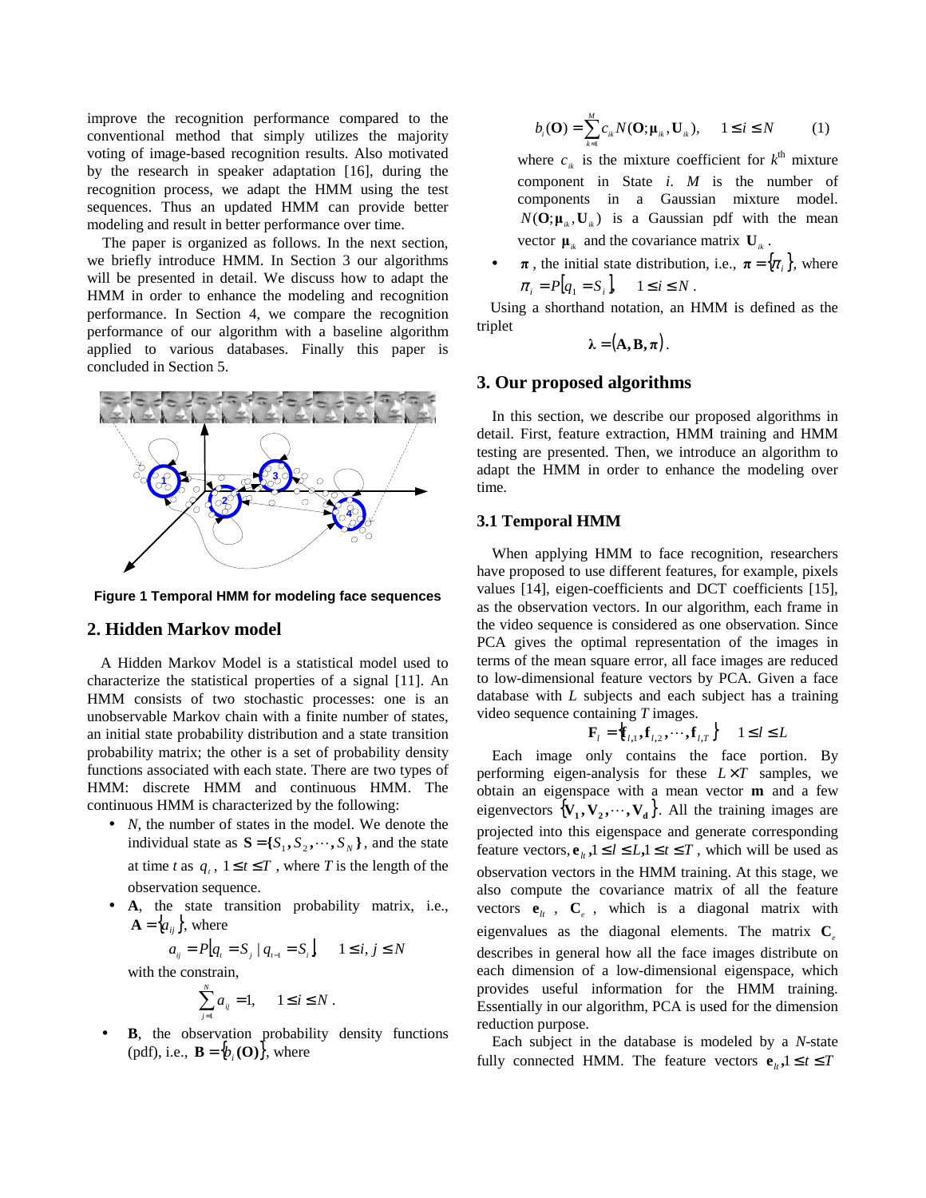improve the recognition performance compared to the conventional method that simply utilizes the majority voting of image-based recognition results. Also motivated by the research in speaker adaptation [16], during the recognition process, we adapt the HMM using the test sequences. Thus an updated HMM can provide better modeling and result in better performance over time.

The paper is organized as follows. In the next section, we briefly introduce HMM. In Section 3 our algorithms will be presented in detail. We discuss how to adapt the HMM in order to enhance the modeling and recognition performance. In Section 4, we compare the recognition performance of our algorithm with a baseline algorithm applied to various databases. Finally this paper is concluded in Section 5.

**Figure 1 Temporal HMM for modeling face sequences**

## 2. Hidden Markov model

A Hidden Markov Model is a statistical model used to characterize the statistical properties of a signal [11]. An HMM consists of two stochastic processes: one is an unobservable Markov chain with a finite number of states, an initial state probability distribution and a state transition probability matrix; the other is a set of probability density functions associated with each state. There are two types of HMM: discrete HMM and continuous HMM. The continuous HMM is characterized by the following:

- $N$, the number of states in the model. We denote the individual state as $\mathbf{S} = \{S_1, S_2, \cdots, S_N\}$, and the state at time $t$ as $q_t$, $1 \le t \le T$, where $T$ is the length of the observation sequence.
- **A**, the state transition probability matrix, i.e., $\mathbf{A} = \{a_{ij}\}$, where

$$a_{ij} = P[q_t = S_j \mid q_{t-1} = S_i], \quad 1 \le i, j \le N$$

with the constrain,

$$\sum_{j=1}^{N} a_{ij} = 1, \quad 1 \le i \le N .$$

- **B**, the observation probability density functions (pdf), i.e., $\mathbf{B} = \{b_i(\mathbf{O})\}$, where

$$b_i(\mathbf{O}) = \sum_{k=1}^{M} c_{ik} N(\mathbf{O}; \boldsymbol{\mu}_{ik}, \mathbf{U}_{ik}), \quad 1 \le i \le N \qquad (1)$$

where $c_{ik}$ is the mixture coefficient for $k^{\text{th}}$ mixture component in State $i$. $M$ is the number of components in a Gaussian mixture model. $N(\mathbf{O}; \boldsymbol{\mu}_{ik}, \mathbf{U}_{ik})$ is a Gaussian pdf with the mean vector $\boldsymbol{\mu}_{ik}$ and the covariance matrix $\mathbf{U}_{ik}$.

- $\boldsymbol{\pi}$, the initial state distribution, i.e., $\boldsymbol{\pi} = \{\pi_i\}$, where $\pi_i = P[q_1 = S_i], \quad 1 \le i \le N$.

Using a shorthand notation, an HMM is defined as the triplet

$$\boldsymbol{\lambda} = (\mathbf{A}, \mathbf{B}, \boldsymbol{\pi}).$$

## 3. Our proposed algorithms

In this section, we describe our proposed algorithms in detail. First, feature extraction, HMM training and HMM testing are presented. Then, we introduce an algorithm to adapt the HMM in order to enhance the modeling over time.

### 3.1 Temporal HMM

When applying HMM to face recognition, researchers have proposed to use different features, for example, pixels values [14], eigen-coefficients and DCT coefficients [15], as the observation vectors. In our algorithm, each frame in the video sequence is considered as one observation. Since PCA gives the optimal representation of the images in terms of the mean square error, all face images are reduced to low-dimensional feature vectors by PCA. Given a face database with $L$ subjects and each subject has a training video sequence containing $T$ images.

$$\mathbf{F}_l = \{\mathbf{f}_{l,1}, \mathbf{f}_{l,2}, \cdots, \mathbf{f}_{l,T}\} \quad 1 \le l \le L$$

Each image only contains the face portion. By performing eigen-analysis for these $L \times T$ samples, we obtain an eigenspace with a mean vector $\mathbf{m}$ and a few eigenvectors $\{\mathbf{V_1}, \mathbf{V_2}, \cdots, \mathbf{V_d}\}$. All the training images are projected into this eigenspace and generate corresponding feature vectors, $\mathbf{e}_{lt}, 1 \le l \le L, 1 \le t \le T$, which will be used as observation vectors in the HMM training. At this stage, we also compute the covariance matrix of all the feature vectors $\mathbf{e}_{lt}$, $\mathbf{C}_e$, which is a diagonal matrix with eigenvalues as the diagonal elements. The matrix $\mathbf{C}_e$ describes in general how all the face images distribute on each dimension of a low-dimensional eigenspace, which provides useful information for the HMM training. Essentially in our algorithm, PCA is used for the dimension reduction purpose.

Each subject in the database is modeled by a $N$-state fully connected HMM. The feature vectors $\mathbf{e}_{lt}, 1 \le t \le T$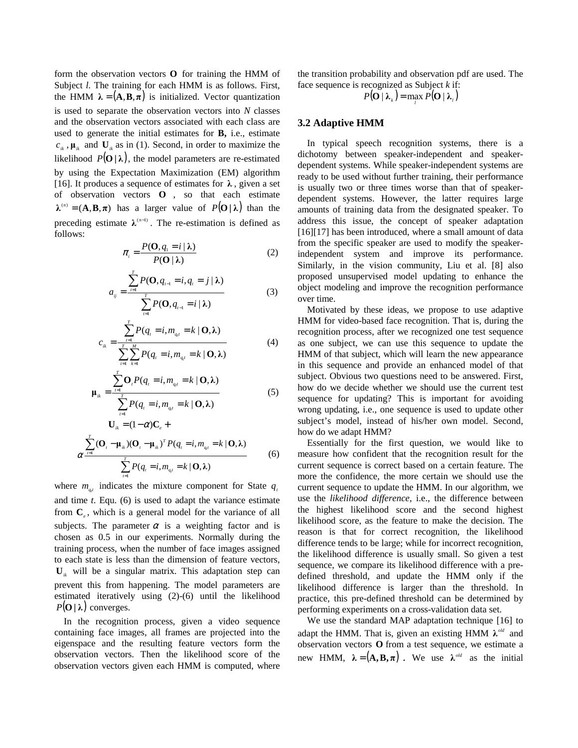form the observation vectors $\mathbf{O}$ for training the HMM of Subject *l*. The training for each HMM is as follows. First, the HMM $\boldsymbol{\lambda} = (\mathbf{A}, \mathbf{B}, \boldsymbol{\pi})$ is initialized. Vector quantization is used to separate the observation vectors into *N* classes and the observation vectors associated with each class are used to generate the initial estimates for **B,** i.e., estimate $c_{ik}$, $\boldsymbol{\mu}_{ik}$ and $\mathbf{U}_{ik}$ as in (1). Second, in order to maximize the likelihood $P(\mathbf{O} \mid \boldsymbol{\lambda})$, the model parameters are re-estimated by using the Expectation Maximization (EM) algorithm [16]. It produces a sequence of estimates for $\boldsymbol{\lambda}$, given a set of observation vectors $\mathbf{O}$, so that each estimate $\boldsymbol{\lambda}^{(n)} = (\mathbf{A}, \mathbf{B}, \boldsymbol{\pi})$ has a larger value of $P(\mathbf{O} \mid \boldsymbol{\lambda})$ than the preceding estimate $\boldsymbol{\lambda}^{(n-1)}$. The re-estimation is defined as follows:

$$\pi_i = \frac{P(\mathbf{O}, q_1 = i \mid \boldsymbol{\lambda})}{P(\mathbf{O} \mid \boldsymbol{\lambda})} \tag{2}$$

$$a_{ij} = \frac{\sum_{t=1}^{T} P(\mathbf{O}, q_{t-1} = i, q_t = j \mid \boldsymbol{\lambda})}{\sum_{t=1}^{T} P(\mathbf{O}, q_{t-1} = i \mid \boldsymbol{\lambda})} \tag{3}$$

$$c_{ik} = \frac{\sum_{t=1}^{T} P(q_t = i, m_{q_t t} = k \mid \mathbf{O}, \boldsymbol{\lambda})}{\sum_{t=1}^{T} \sum_{k=1}^{M} P(q_t = i, m_{q_t t} = k \mid \mathbf{O}, \boldsymbol{\lambda})} \tag{4}$$

$$\boldsymbol{\mu}_{ik} = \frac{\sum_{t=1}^{T} \mathbf{O}_t P(q_t = i, m_{q_t t} = k \mid \mathbf{O}, \boldsymbol{\lambda})}{\sum_{t=1}^{T} P(q_t = i, m_{q_t t} = k \mid \mathbf{O}, \boldsymbol{\lambda})} \tag{5}$$

$$\mathbf{U}_{ik} = (1-\alpha)\mathbf{C}_e + \alpha \frac{\sum_{t=1}^{T} (\mathbf{O}_t - \boldsymbol{\mu}_{ik})(\mathbf{O}_t - \boldsymbol{\mu}_{ik})^T P(q_t = i, m_{q_t t} = k \mid \mathbf{O}, \boldsymbol{\lambda})}{\sum_{t=1}^{T} P(q_t = i, m_{q_t t} = k \mid \mathbf{O}, \boldsymbol{\lambda})} \tag{6}$$

where $m_{q_t t}$ indicates the mixture component for State $q_t$ and time *t*. Equ. (6) is used to adapt the variance estimate from $\mathbf{C}_e$, which is a general model for the variance of all subjects. The parameter $\alpha$ is a weighting factor and is chosen as 0.5 in our experiments. Normally during the training process, when the number of face images assigned to each state is less than the dimension of feature vectors, $\mathbf{U}_{ik}$ will be a singular matrix. This adaptation step can prevent this from happening. The model parameters are estimated iteratively using (2)-(6) until the likelihood $P(\mathbf{O} \mid \boldsymbol{\lambda})$ converges.

In the recognition process, given a video sequence containing face images, all frames are projected into the eigenspace and the resulting feature vectors form the observation vectors. Then the likelihood score of the observation vectors given each HMM is computed, where the transition probability and observation pdf are used. The face sequence is recognized as Subject *k* if:

$$P(\mathbf{O} \mid \boldsymbol{\lambda}_k) = \max_l P(\mathbf{O} \mid \boldsymbol{\lambda}_l)$$

### 3.2 Adaptive HMM

In typical speech recognition systems, there is a dichotomy between speaker-independent and speaker-dependent systems. While speaker-independent systems are ready to be used without further training, their performance is usually two or three times worse than that of speaker-dependent systems. However, the latter requires large amounts of training data from the designated speaker. To address this issue, the concept of speaker adaptation [16][17] has been introduced, where a small amount of data from the specific speaker are used to modify the speaker-independent system and improve its performance. Similarly, in the vision community, Liu et al. [8] also proposed unsupervised model updating to enhance the object modeling and improve the recognition performance over time.

Motivated by these ideas, we propose to use adaptive HMM for video-based face recognition. That is, during the recognition process, after we recognized one test sequence as one subject, we can use this sequence to update the HMM of that subject, which will learn the new appearance in this sequence and provide an enhanced model of that subject. Obvious two questions need to be answered. First, how do we decide whether we should use the current test sequence for updating? This is important for avoiding wrong updating, i.e., one sequence is used to update other subject's model, instead of his/her own model. Second, how do we adapt HMM?

Essentially for the first question, we would like to measure how confident that the recognition result for the current sequence is correct based on a certain feature. The more the confidence, the more certain we should use the current sequence to update the HMM. In our algorithm, we use the *likelihood difference*, i.e., the difference between the highest likelihood score and the second highest likelihood score, as the feature to make the decision. The reason is that for correct recognition, the likelihood difference tends to be large; while for incorrect recognition, the likelihood difference is usually small. So given a test sequence, we compare its likelihood difference with a pre-defined threshold, and update the HMM only if the likelihood difference is larger than the threshold. In practice, this pre-defined threshold can be determined by performing experiments on a cross-validation data set.

We use the standard MAP adaptation technique [16] to adapt the HMM. That is, given an existing HMM $\boldsymbol{\lambda}^{old}$ and observation vectors $\mathbf{O}$ from a test sequence, we estimate a new HMM, $\boldsymbol{\lambda} = (\mathbf{A}, \mathbf{B}, \boldsymbol{\pi})$. We use $\boldsymbol{\lambda}^{old}$ as the initial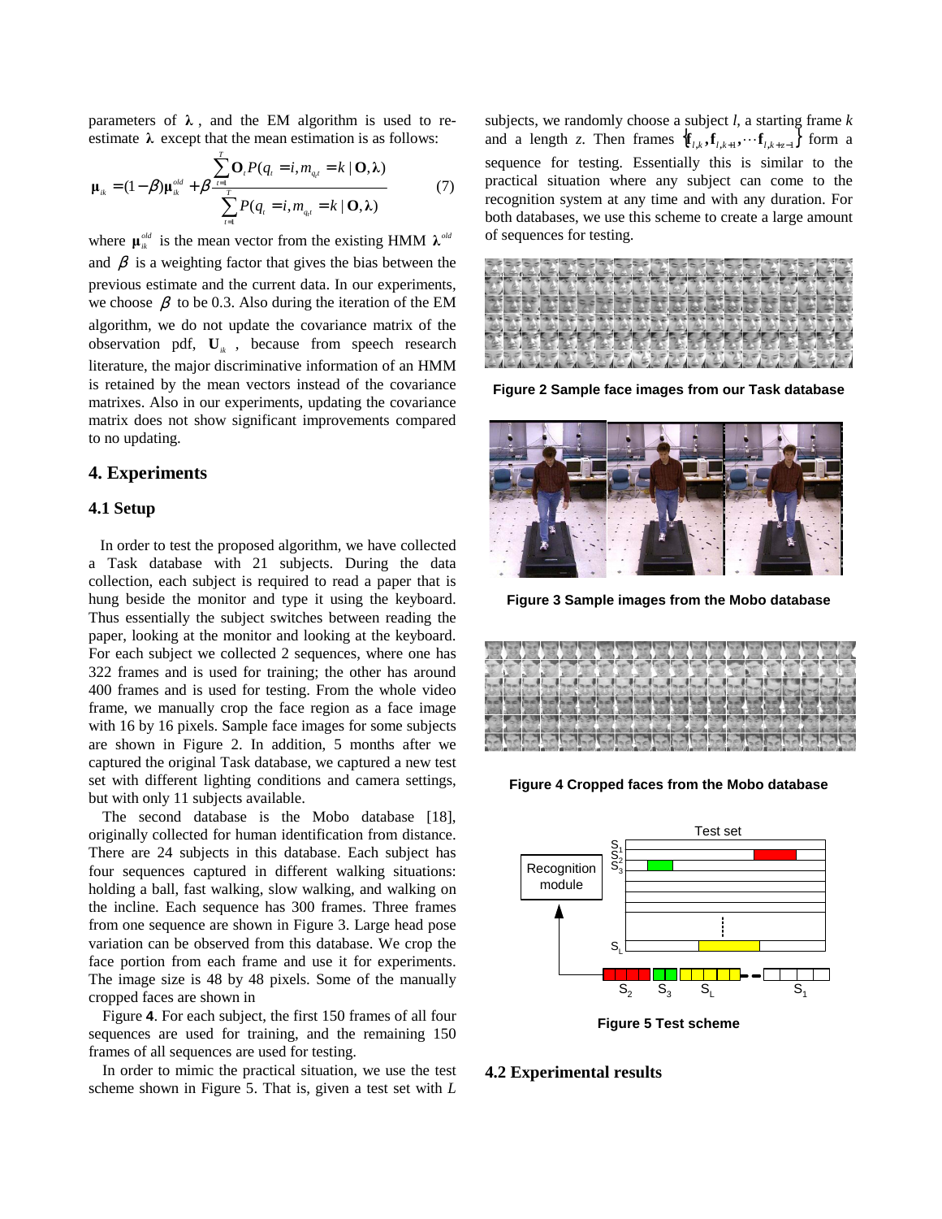parameters of $\boldsymbol{\lambda}$, and the EM algorithm is used to re-estimate $\boldsymbol{\lambda}$ except that the mean estimation is as follows:

$$\boldsymbol{\mu}_{ik} = (1-\beta)\boldsymbol{\mu}_{ik}^{old} + \beta \frac{\sum_{t=1}^{T} \mathbf{O}_t P(q_t = i, m_{q_t t} = k \mid \mathbf{O}, \boldsymbol{\lambda})}{\sum_{t=1}^{T} P(q_t = i, m_{q_t t} = k \mid \mathbf{O}, \boldsymbol{\lambda})} \quad (7)$$

where $\boldsymbol{\mu}_{ik}^{old}$ is the mean vector from the existing HMM $\boldsymbol{\lambda}^{old}$ and $\beta$ is a weighting factor that gives the bias between the previous estimate and the current data. In our experiments, we choose $\beta$ to be 0.3. Also during the iteration of the EM algorithm, we do not update the covariance matrix of the observation pdf, $\mathbf{U}_{ik}$, because from speech research literature, the major discriminative information of an HMM is retained by the mean vectors instead of the covariance matrixes. Also in our experiments, updating the covariance matrix does not show significant improvements compared to no updating.

## 4. Experiments

### 4.1 Setup

In order to test the proposed algorithm, we have collected a Task database with 21 subjects. During the data collection, each subject is required to read a paper that is hung beside the monitor and type it using the keyboard. Thus essentially the subject switches between reading the paper, looking at the monitor and looking at the keyboard. For each subject we collected 2 sequences, where one has 322 frames and is used for training; the other has around 400 frames and is used for testing. From the whole video frame, we manually crop the face region as a face image with 16 by 16 pixels. Sample face images for some subjects are shown in Figure 2. In addition, 5 months after we captured the original Task database, we captured a new test set with different lighting conditions and camera settings, but with only 11 subjects available.

The second database is the Mobo database [18], originally collected for human identification from distance. There are 24 subjects in this database. Each subject has four sequences captured in different walking situations: holding a ball, fast walking, slow walking, and walking on the incline. Each sequence has 300 frames. Three frames from one sequence are shown in Figure 3. Large head pose variation can be observed from this database. We crop the face portion from each frame and use it for experiments. The image size is 48 by 48 pixels. Some of the manually cropped faces are shown in

Figure **4**. For each subject, the first 150 frames of all four sequences are used for training, and the remaining 150 frames of all sequences are used for testing.

In order to mimic the practical situation, we use the test scheme shown in Figure 5. That is, given a test set with $L$ subjects, we randomly choose a subject $l$, a starting frame $k$ and a length $z$. Then frames $\{\mathbf{f}_{l,k}, \mathbf{f}_{l,k+1}, \cdots \mathbf{f}_{l,k+z-1}\}$ form a sequence for testing. Essentially this is similar to the practical situation where any subject can come to the recognition system at any time and with any duration. For both databases, we use this scheme to create a large amount of sequences for testing.

**Figure 2 Sample face images from our Task database**

**Figure 3 Sample images from the Mobo database**

**Figure 4 Cropped faces from the Mobo database**

**Figure 5 Test scheme**

### 4.2 Experimental results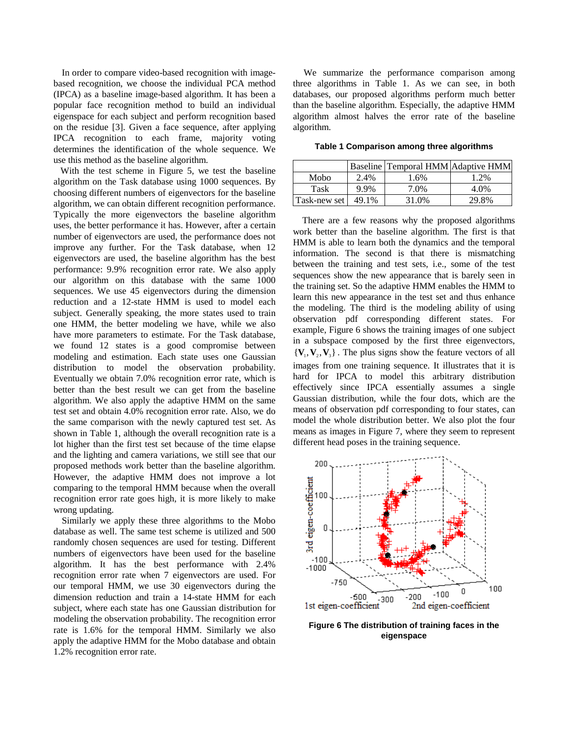In order to compare video-based recognition with image-based recognition, we choose the individual PCA method (IPCA) as a baseline image-based algorithm. It has been a popular face recognition method to build an individual eigenspace for each subject and perform recognition based on the residue [3]. Given a face sequence, after applying IPCA recognition to each frame, majority voting determines the identification of the whole sequence. We use this method as the baseline algorithm.

With the test scheme in Figure 5, we test the baseline algorithm on the Task database using 1000 sequences. By choosing different numbers of eigenvectors for the baseline algorithm, we can obtain different recognition performance. Typically the more eigenvectors the baseline algorithm uses, the better performance it has. However, after a certain number of eigenvectors are used, the performance does not improve any further. For the Task database, when 12 eigenvectors are used, the baseline algorithm has the best performance: 9.9% recognition error rate. We also apply our algorithm on this database with the same 1000 sequences. We use 45 eigenvectors during the dimension reduction and a 12-state HMM is used to model each subject. Generally speaking, the more states used to train one HMM, the better modeling we have, while we also have more parameters to estimate. For the Task database, we found 12 states is a good compromise between modeling and estimation. Each state uses one Gaussian distribution to model the observation probability. Eventually we obtain 7.0% recognition error rate, which is better than the best result we can get from the baseline algorithm. We also apply the adaptive HMM on the same test set and obtain 4.0% recognition error rate. Also, we do the same comparison with the newly captured test set. As shown in Table 1, although the overall recognition rate is a lot higher than the first test set because of the time elapse and the lighting and camera variations, we still see that our proposed methods work better than the baseline algorithm. However, the adaptive HMM does not improve a lot comparing to the temporal HMM because when the overall recognition error rate goes high, it is more likely to make wrong updating.

Similarly we apply these three algorithms to the Mobo database as well. The same test scheme is utilized and 500 randomly chosen sequences are used for testing. Different numbers of eigenvectors have been used for the baseline algorithm. It has the best performance with 2.4% recognition error rate when 7 eigenvectors are used. For our temporal HMM, we use 30 eigenvectors during the dimension reduction and train a 14-state HMM for each subject, where each state has one Gaussian distribution for modeling the observation probability. The recognition error rate is 1.6% for the temporal HMM. Similarly we also apply the adaptive HMM for the Mobo database and obtain 1.2% recognition error rate.

We summarize the performance comparison among three algorithms in Table 1. As we can see, in both databases, our proposed algorithms perform much better than the baseline algorithm. Especially, the adaptive HMM algorithm almost halves the error rate of the baseline algorithm.

**Table 1 Comparison among three algorithms**

| | Baseline | Temporal HMM | Adaptive HMM |
|---|---|---|---|
| Mobo | 2.4% | 1.6% | 1.2% |
| Task | 9.9% | 7.0% | 4.0% |
| Task-new set | 49.1% | 31.0% | 29.8% |

There are a few reasons why the proposed algorithms work better than the baseline algorithm. The first is that HMM is able to learn both the dynamics and the temporal information. The second is that there is mismatching between the training and test sets, i.e., some of the test sequences show the new appearance that is barely seen in the training set. So the adaptive HMM enables the HMM to learn this new appearance in the test set and thus enhance the modeling. The third is the modeling ability of using observation pdf corresponding different states. For example, Figure 6 shows the training images of one subject in a subspace composed by the first three eigenvectors, $\{\mathbf{V}_1, \mathbf{V}_2, \mathbf{V}_3\}$. The plus signs show the feature vectors of all images from one training sequence. It illustrates that it is hard for IPCA to model this arbitrary distribution effectively since IPCA essentially assumes a single Gaussian distribution, while the four dots, which are the means of observation pdf corresponding to four states, can model the whole distribution better. We also plot the four means as images in Figure 7, where they seem to represent different head poses in the training sequence.

**Figure 6 The distribution of training faces in the eigenspace**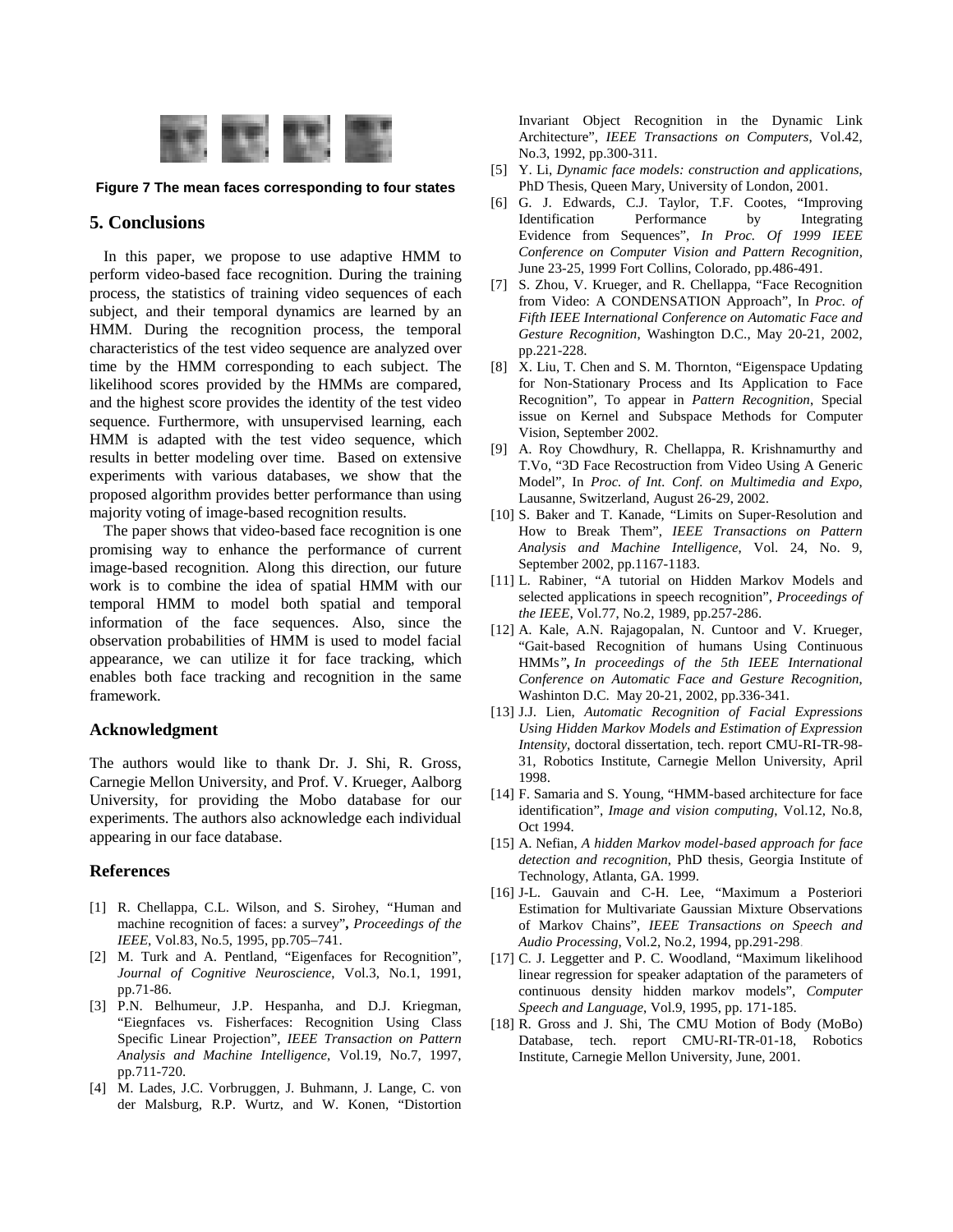**Figure 7 The mean faces corresponding to four states**

## 5. Conclusions

In this paper, we propose to use adaptive HMM to perform video-based face recognition. During the training process, the statistics of training video sequences of each subject, and their temporal dynamics are learned by an HMM. During the recognition process, the temporal characteristics of the test video sequence are analyzed over time by the HMM corresponding to each subject. The likelihood scores provided by the HMMs are compared, and the highest score provides the identity of the test video sequence. Furthermore, with unsupervised learning, each HMM is adapted with the test video sequence, which results in better modeling over time. Based on extensive experiments with various databases, we show that the proposed algorithm provides better performance than using majority voting of image-based recognition results.

The paper shows that video-based face recognition is one promising way to enhance the performance of current image-based recognition. Along this direction, our future work is to combine the idea of spatial HMM with our temporal HMM to model both spatial and temporal information of the face sequences. Also, since the observation probabilities of HMM is used to model facial appearance, we can utilize it for face tracking, which enables both face tracking and recognition in the same framework.

### Acknowledgment

The authors would like to thank Dr. J. Shi, R. Gross, Carnegie Mellon University, and Prof. V. Krueger, Aalborg University, for providing the Mobo database for our experiments. The authors also acknowledge each individual appearing in our face database.

### References

[1] R. Chellappa, C.L. Wilson, and S. Sirohey, "Human and machine recognition of faces: a survey", *Proceedings of the IEEE*, Vol.83, No.5, 1995, pp.705–741.

[2] M. Turk and A. Pentland, "Eigenfaces for Recognition", *Journal of Cognitive Neuroscience*, Vol.3, No.1, 1991, pp.71-86.

[3] P.N. Belhumeur, J.P. Hespanha, and D.J. Kriegman, "Eiegnfaces vs. Fisherfaces: Recognition Using Class Specific Linear Projection", *IEEE Transaction on Pattern Analysis and Machine Intelligence*, Vol.19, No.7, 1997, pp.711-720.

[4] M. Lades, J.C. Vorbruggen, J. Buhmann, J. Lange, C. von der Malsburg, R.P. Wurtz, and W. Konen, "Distortion Invariant Object Recognition in the Dynamic Link Architecture", *IEEE Transactions on Computers*, Vol.42, No.3, 1992, pp.300-311.

[5] Y. Li, *Dynamic face models: construction and applications*, PhD Thesis, Queen Mary, University of London, 2001.

[6] G. J. Edwards, C.J. Taylor, T.F. Cootes, "Improving Identification Performance by Integrating Evidence from Sequences", *In Proc. Of 1999 IEEE Conference on Computer Vision and Pattern Recognition*, June 23-25, 1999 Fort Collins, Colorado, pp.486-491.

[7] S. Zhou, V. Krueger, and R. Chellappa, "Face Recognition from Video: A CONDENSATION Approach", In *Proc. of Fifth IEEE International Conference on Automatic Face and Gesture Recognition*, Washington D.C., May 20-21, 2002, pp.221-228.

[8] X. Liu, T. Chen and S. M. Thornton, "Eigenspace Updating for Non-Stationary Process and Its Application to Face Recognition", To appear in *Pattern Recognition*, Special issue on Kernel and Subspace Methods for Computer Vision, September 2002.

[9] A. Roy Chowdhury, R. Chellappa, R. Krishnamurthy and T.Vo, "3D Face Recostruction from Video Using A Generic Model", In *Proc. of Int. Conf. on Multimedia and Expo*, Lausanne, Switzerland, August 26-29, 2002.

[10] S. Baker and T. Kanade, "Limits on Super-Resolution and How to Break Them", *IEEE Transactions on Pattern Analysis and Machine Intelligence*, Vol. 24, No. 9, September 2002, pp.1167-1183.

[11] L. Rabiner, "A tutorial on Hidden Markov Models and selected applications in speech recognition", *Proceedings of the IEEE*, Vol.77, No.2, 1989, pp.257-286.

[12] A. Kale, A.N. Rajagopalan, N. Cuntoor and V. Krueger, "Gait-based Recognition of humans Using Continuous HMMs", *In proceedings of the 5th IEEE International Conference on Automatic Face and Gesture Recognition*, Washinton D.C. May 20-21, 2002, pp.336-341.

[13] J.J. Lien, *Automatic Recognition of Facial Expressions Using Hidden Markov Models and Estimation of Expression Intensity*, doctoral dissertation, tech. report CMU-RI-TR-98-31, Robotics Institute, Carnegie Mellon University, April 1998.

[14] F. Samaria and S. Young, "HMM-based architecture for face identification", *Image and vision computing*, Vol.12, No.8, Oct 1994.

[15] A. Nefian, *A hidden Markov model-based approach for face detection and recognition*, PhD thesis, Georgia Institute of Technology, Atlanta, GA. 1999.

[16] J-L. Gauvain and C-H. Lee, "Maximum a Posteriori Estimation for Multivariate Gaussian Mixture Observations of Markov Chains", *IEEE Transactions on Speech and Audio Processing*, Vol.2, No.2, 1994, pp.291-298.

[17] C. J. Leggetter and P. C. Woodland, "Maximum likelihood linear regression for speaker adaptation of the parameters of continuous density hidden markov models", *Computer Speech and Language*, Vol.9, 1995, pp. 171-185.

[18] R. Gross and J. Shi, The CMU Motion of Body (MoBo) Database, tech. report CMU-RI-TR-01-18, Robotics Institute, Carnegie Mellon University, June, 2001.